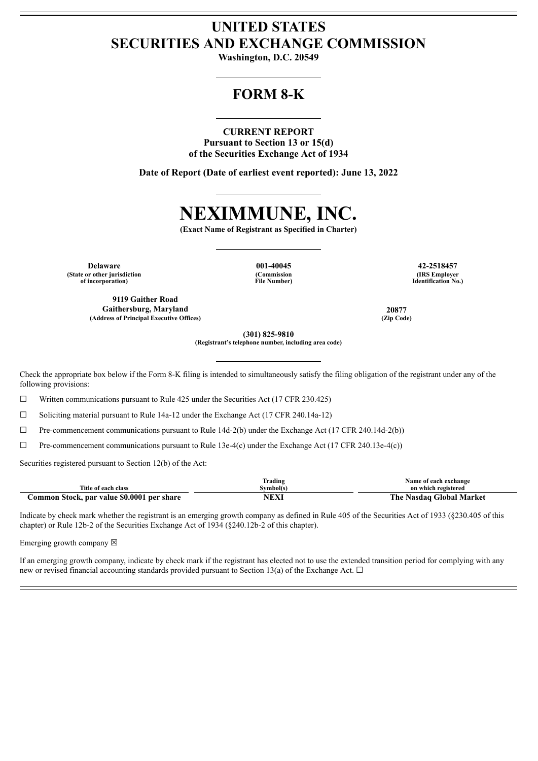# UNITED STATES
# SECURITIES AND EXCHANGE COMMISSION

**Washington, D.C. 20549**

## FORM 8-K

**CURRENT REPORT**
**Pursuant to Section 13 or 15(d)**
**of the Securities Exchange Act of 1934**

**Date of Report (Date of earliest event reported): June 13, 2022**

# NEXIMMUNE, INC.

**(Exact Name of Registrant as Specified in Charter)**

| Delaware | 001-40045 | 42-2518457 |
|---|---|---|
| (State or other jurisdiction of incorporation) | (Commission File Number) | (IRS Employer Identification No.) |

| 9119 Gaither Road Gaithersburg, Maryland | 20877 |
|---|---|
| (Address of Principal Executive Offices) | (Zip Code) |

**(301) 825-9810**
**(Registrant's telephone number, including area code)**

Check the appropriate box below if the Form 8-K filing is intended to simultaneously satisfy the filing obligation of the registrant under any of the following provisions:

☐ Written communications pursuant to Rule 425 under the Securities Act (17 CFR 230.425)

☐ Soliciting material pursuant to Rule 14a-12 under the Exchange Act (17 CFR 240.14a-12)

☐ Pre-commencement communications pursuant to Rule 14d-2(b) under the Exchange Act (17 CFR 240.14d-2(b))

☐ Pre-commencement communications pursuant to Rule 13e-4(c) under the Exchange Act (17 CFR 240.13e-4(c))

Securities registered pursuant to Section 12(b) of the Act:

| Title of each class | Trading Symbol(s) | Name of each exchange on which registered |
|---|---|---|
| **Common Stock, par value $0.0001 per share** | **NEXI** | **The Nasdaq Global Market** |

Indicate by check mark whether the registrant is an emerging growth company as defined in Rule 405 of the Securities Act of 1933 (§230.405 of this chapter) or Rule 12b-2 of the Securities Exchange Act of 1934 (§240.12b-2 of this chapter).

Emerging growth company ☒

If an emerging growth company, indicate by check mark if the registrant has elected not to use the extended transition period for complying with any new or revised financial accounting standards provided pursuant to Section 13(a) of the Exchange Act. ☐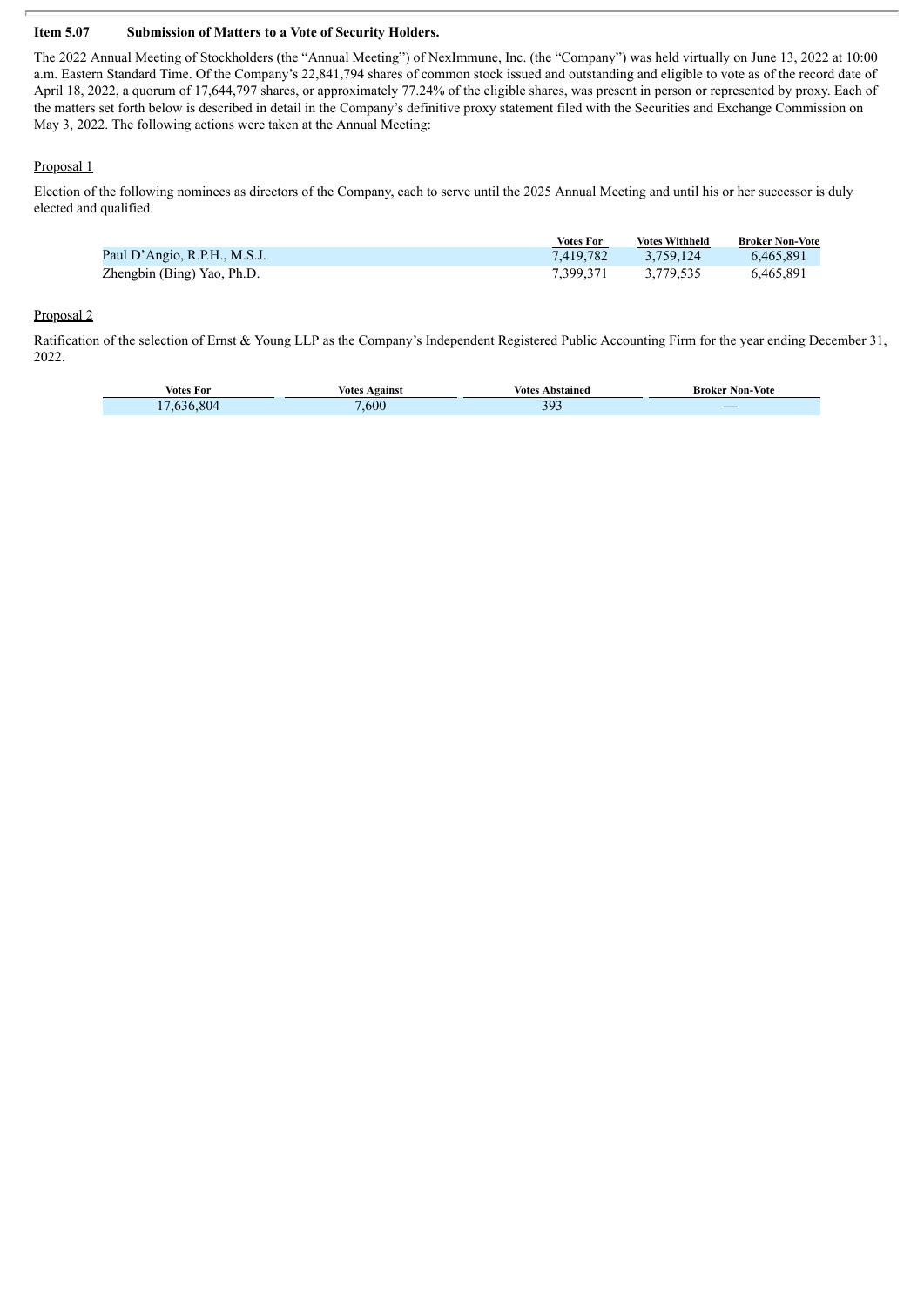**Item 5.07 Submission of Matters to a Vote of Security Holders.**

The 2022 Annual Meeting of Stockholders (the "Annual Meeting") of NexImmune, Inc. (the "Company") was held virtually on June 13, 2022 at 10:00 a.m. Eastern Standard Time. Of the Company's 22,841,794 shares of common stock issued and outstanding and eligible to vote as of the record date of April 18, 2022, a quorum of 17,644,797 shares, or approximately 77.24% of the eligible shares, was present in person or represented by proxy. Each of the matters set forth below is described in detail in the Company's definitive proxy statement filed with the Securities and Exchange Commission on May 3, 2022. The following actions were taken at the Annual Meeting:

Proposal 1

Election of the following nominees as directors of the Company, each to serve until the 2025 Annual Meeting and until his or her successor is duly elected and qualified.

| | Votes For | Votes Withheld | Broker Non-Vote |
|---|---|---|---|
| Paul D'Angio, R.P.H., M.S.J. | 7,419,782 | 3,759,124 | 6,465,891 |
| Zhengbin (Bing) Yao, Ph.D. | 7,399,371 | 3,779,535 | 6,465,891 |

Proposal 2

Ratification of the selection of Ernst & Young LLP as the Company's Independent Registered Public Accounting Firm for the year ending December 31, 2022.

| Votes For | Votes Against | Votes Abstained | Broker Non-Vote |
|---|---|---|---|
| 17,636,804 | 7,600 | 393 | — |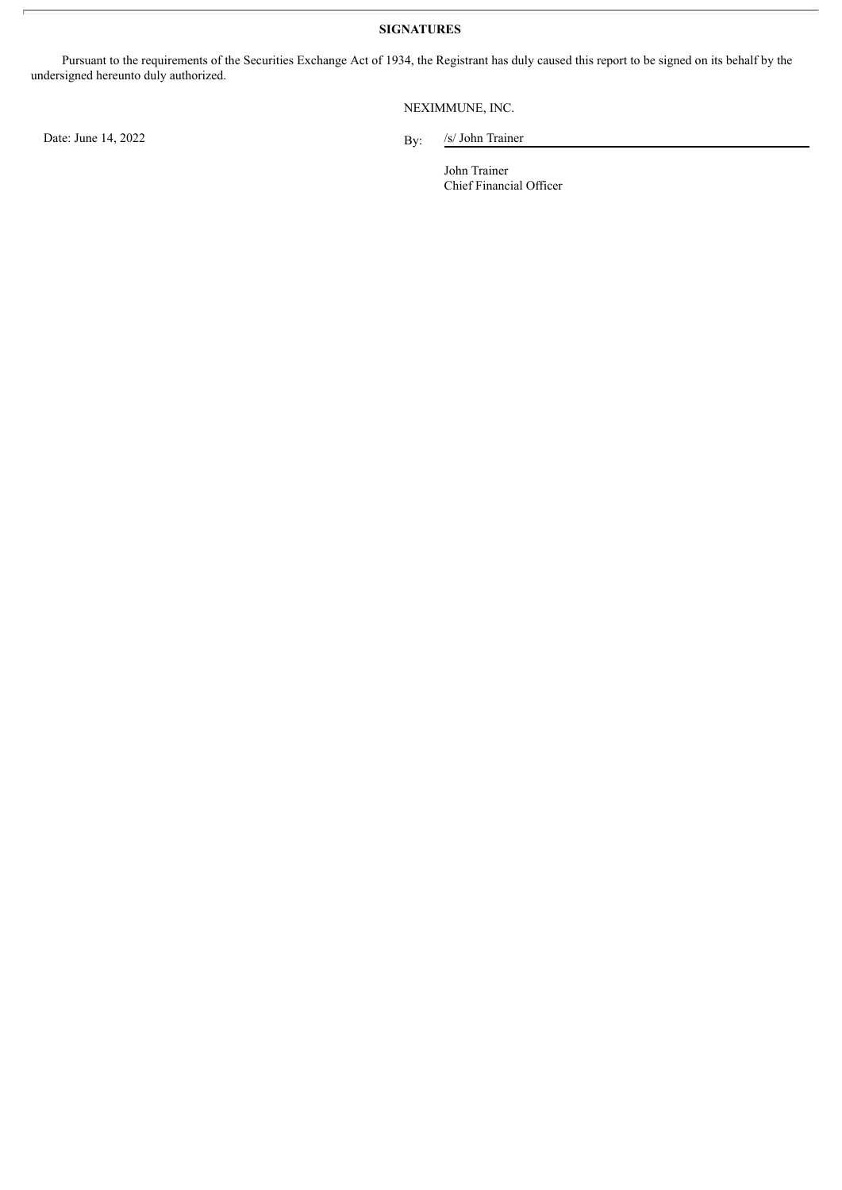**SIGNATURES**

Pursuant to the requirements of the Securities Exchange Act of 1934, the Registrant has duly caused this report to be signed on its behalf by the undersigned hereunto duly authorized.

NEXIMMUNE, INC.

Date: June 14, 2022

By: /s/ John Trainer

John Trainer
Chief Financial Officer